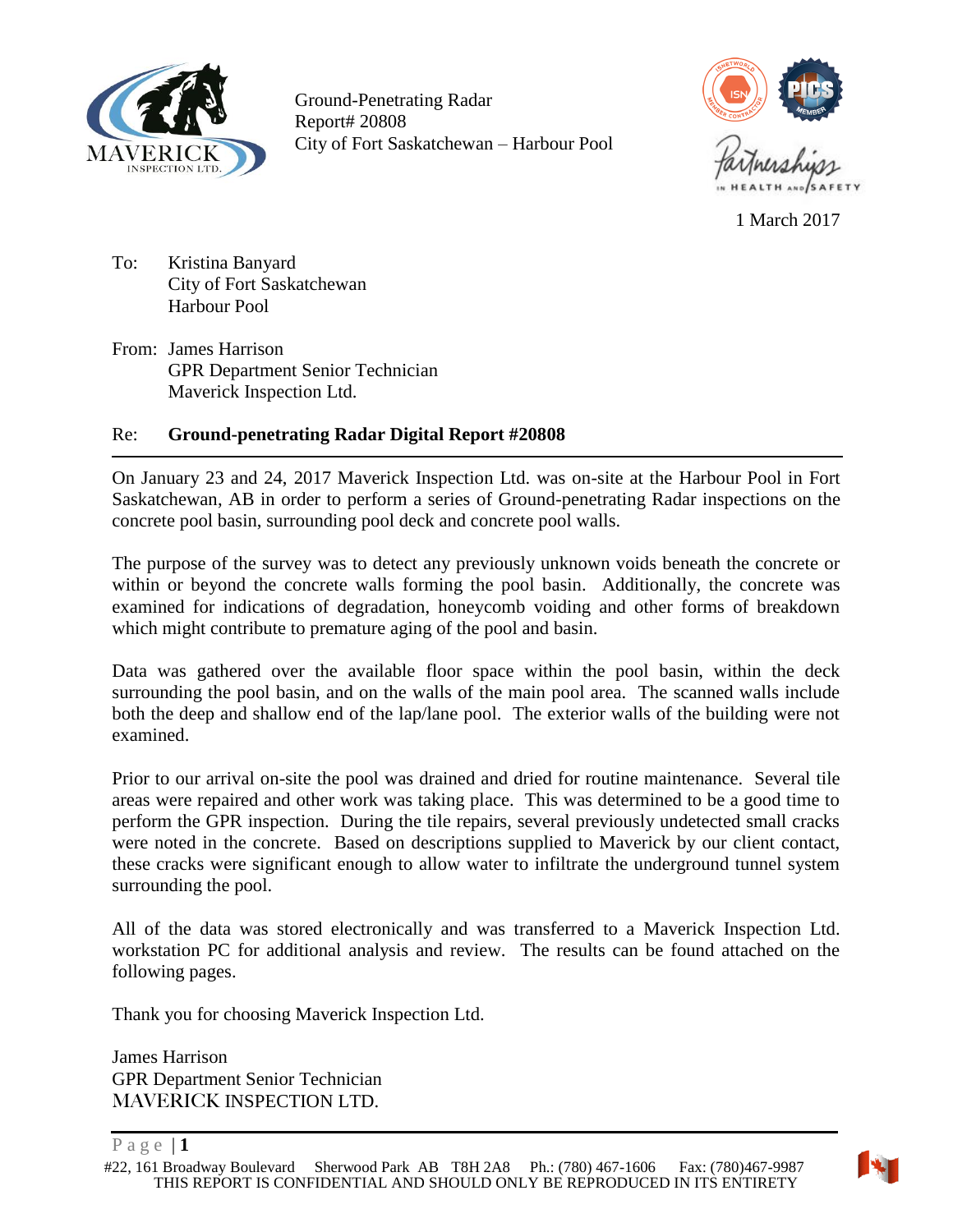Ground-Penetrating Radar
Report# 20808
City of Fort Saskatchewan – Harbour Pool

1 March 2017

To: Kristina Banyard
City of Fort Saskatchewan
Harbour Pool

From: James Harrison
GPR Department Senior Technician
Maverick Inspection Ltd.

Re: **Ground-penetrating Radar Digital Report #20808**

---

On January 23 and 24, 2017 Maverick Inspection Ltd. was on-site at the Harbour Pool in Fort Saskatchewan, AB in order to perform a series of Ground-penetrating Radar inspections on the concrete pool basin, surrounding pool deck and concrete pool walls.

The purpose of the survey was to detect any previously unknown voids beneath the concrete or within or beyond the concrete walls forming the pool basin. Additionally, the concrete was examined for indications of degradation, honeycomb voiding and other forms of breakdown which might contribute to premature aging of the pool and basin.

Data was gathered over the available floor space within the pool basin, within the deck surrounding the pool basin, and on the walls of the main pool area. The scanned walls include both the deep and shallow end of the lap/lane pool. The exterior walls of the building were not examined.

Prior to our arrival on-site the pool was drained and dried for routine maintenance. Several tile areas were repaired and other work was taking place. This was determined to be a good time to perform the GPR inspection. During the tile repairs, several previously undetected small cracks were noted in the concrete. Based on descriptions supplied to Maverick by our client contact, these cracks were significant enough to allow water to infiltrate the underground tunnel system surrounding the pool.

All of the data was stored electronically and was transferred to a Maverick Inspection Ltd. workstation PC for additional analysis and review. The results can be found attached on the following pages.

Thank you for choosing Maverick Inspection Ltd.

James Harrison
GPR Department Senior Technician
MAVERICK INSPECTION LTD.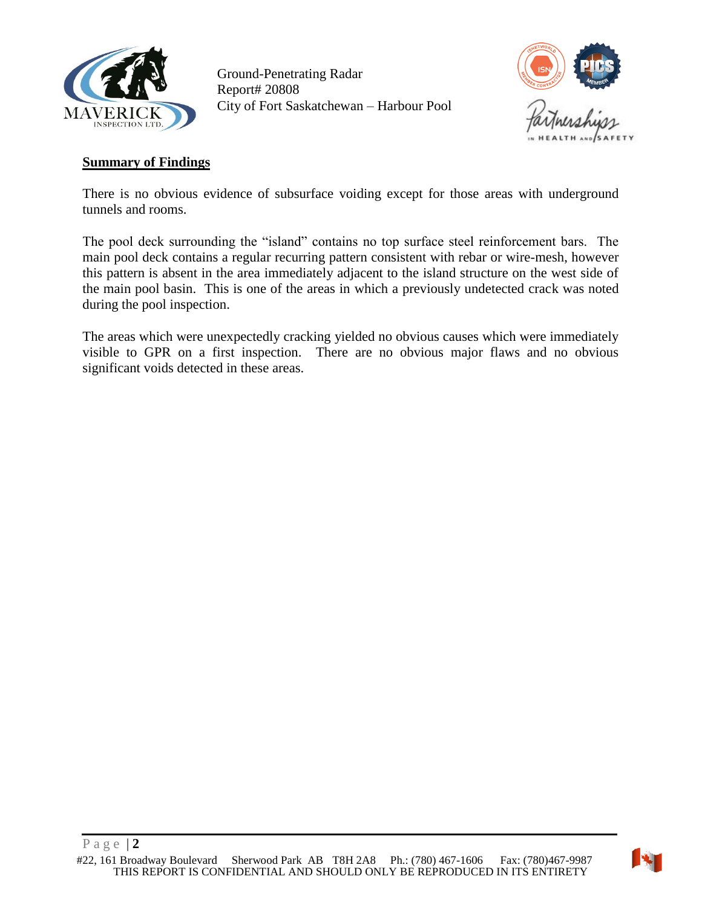## Summary of Findings

There is no obvious evidence of subsurface voiding except for those areas with underground tunnels and rooms.

The pool deck surrounding the "island" contains no top surface steel reinforcement bars. The main pool deck contains a regular recurring pattern consistent with rebar or wire-mesh, however this pattern is absent in the area immediately adjacent to the island structure on the west side of the main pool basin. This is one of the areas in which a previously undetected crack was noted during the pool inspection.

The areas which were unexpectedly cracking yielded no obvious causes which were immediately visible to GPR on a first inspection. There are no obvious major flaws and no obvious significant voids detected in these areas.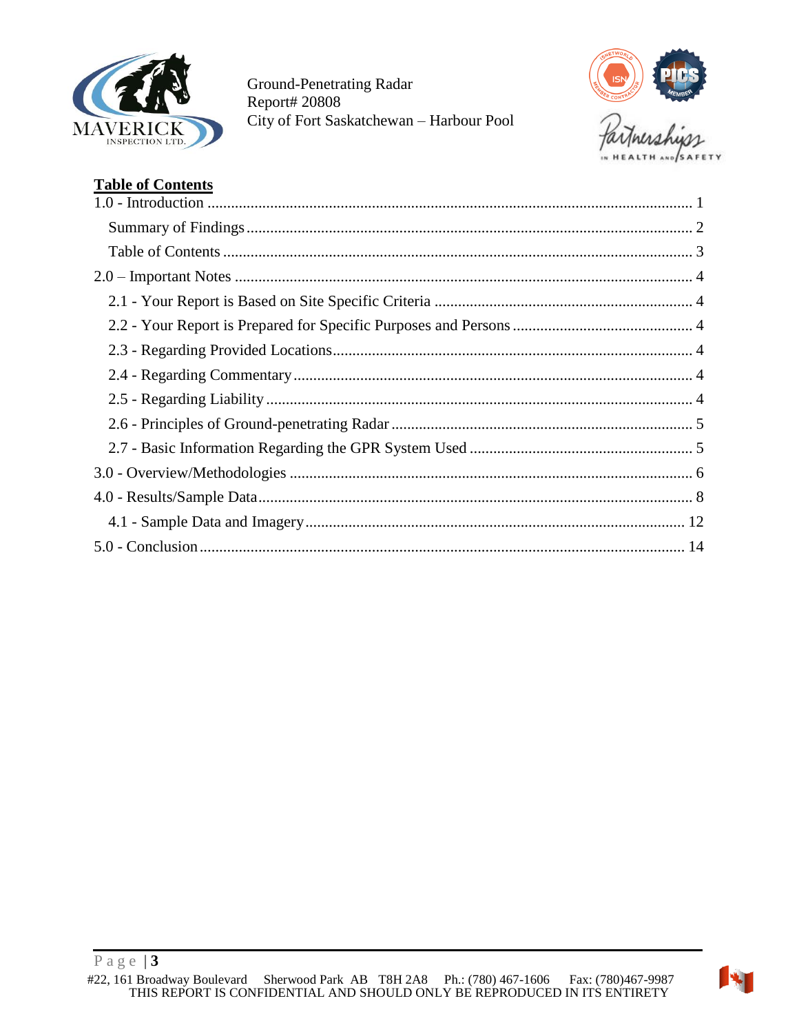## Table of Contents

1.0 - Introduction ..... 1

- Summary of Findings ..... 2
- Table of Contents ..... 3

2.0 – Important Notes ..... 4

- 2.1 - Your Report is Based on Site Specific Criteria ..... 4
- 2.2 - Your Report is Prepared for Specific Purposes and Persons ..... 4
- 2.3 - Regarding Provided Locations ..... 4
- 2.4 - Regarding Commentary ..... 4
- 2.5 - Regarding Liability ..... 4
- 2.6 - Principles of Ground-penetrating Radar ..... 5
- 2.7 - Basic Information Regarding the GPR System Used ..... 5

3.0 - Overview/Methodologies ..... 6

4.0 - Results/Sample Data ..... 8

- 4.1 - Sample Data and Imagery ..... 12

5.0 - Conclusion ..... 14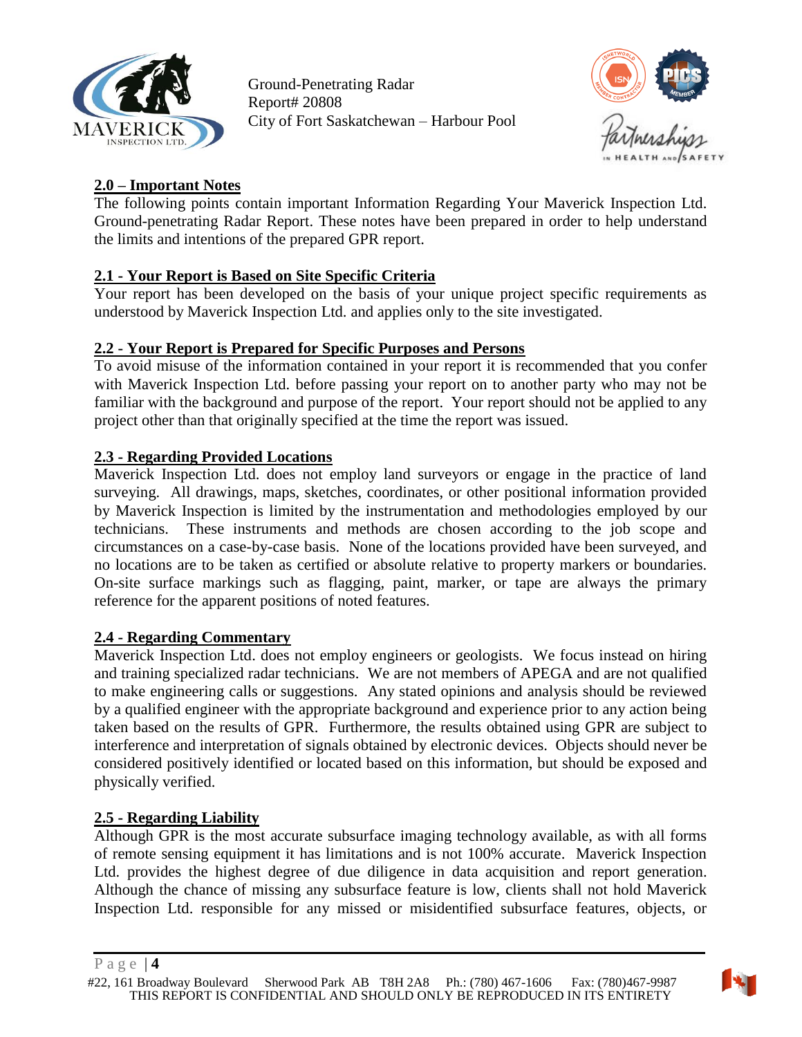## 2.0 – Important Notes

The following points contain important Information Regarding Your Maverick Inspection Ltd. Ground-penetrating Radar Report. These notes have been prepared in order to help understand the limits and intentions of the prepared GPR report.

### 2.1 - Your Report is Based on Site Specific Criteria

Your report has been developed on the basis of your unique project specific requirements as understood by Maverick Inspection Ltd. and applies only to the site investigated.

### 2.2 - Your Report is Prepared for Specific Purposes and Persons

To avoid misuse of the information contained in your report it is recommended that you confer with Maverick Inspection Ltd. before passing your report on to another party who may not be familiar with the background and purpose of the report. Your report should not be applied to any project other than that originally specified at the time the report was issued.

### 2.3 - Regarding Provided Locations

Maverick Inspection Ltd. does not employ land surveyors or engage in the practice of land surveying. All drawings, maps, sketches, coordinates, or other positional information provided by Maverick Inspection is limited by the instrumentation and methodologies employed by our technicians. These instruments and methods are chosen according to the job scope and circumstances on a case-by-case basis. None of the locations provided have been surveyed, and no locations are to be taken as certified or absolute relative to property markers or boundaries. On-site surface markings such as flagging, paint, marker, or tape are always the primary reference for the apparent positions of noted features.

### 2.4 - Regarding Commentary

Maverick Inspection Ltd. does not employ engineers or geologists. We focus instead on hiring and training specialized radar technicians. We are not members of APEGA and are not qualified to make engineering calls or suggestions. Any stated opinions and analysis should be reviewed by a qualified engineer with the appropriate background and experience prior to any action being taken based on the results of GPR. Furthermore, the results obtained using GPR are subject to interference and interpretation of signals obtained by electronic devices. Objects should never be considered positively identified or located based on this information, but should be exposed and physically verified.

### 2.5 - Regarding Liability

Although GPR is the most accurate subsurface imaging technology available, as with all forms of remote sensing equipment it has limitations and is not 100% accurate. Maverick Inspection Ltd. provides the highest degree of due diligence in data acquisition and report generation. Although the chance of missing any subsurface feature is low, clients shall not hold Maverick Inspection Ltd. responsible for any missed or misidentified subsurface features, objects, or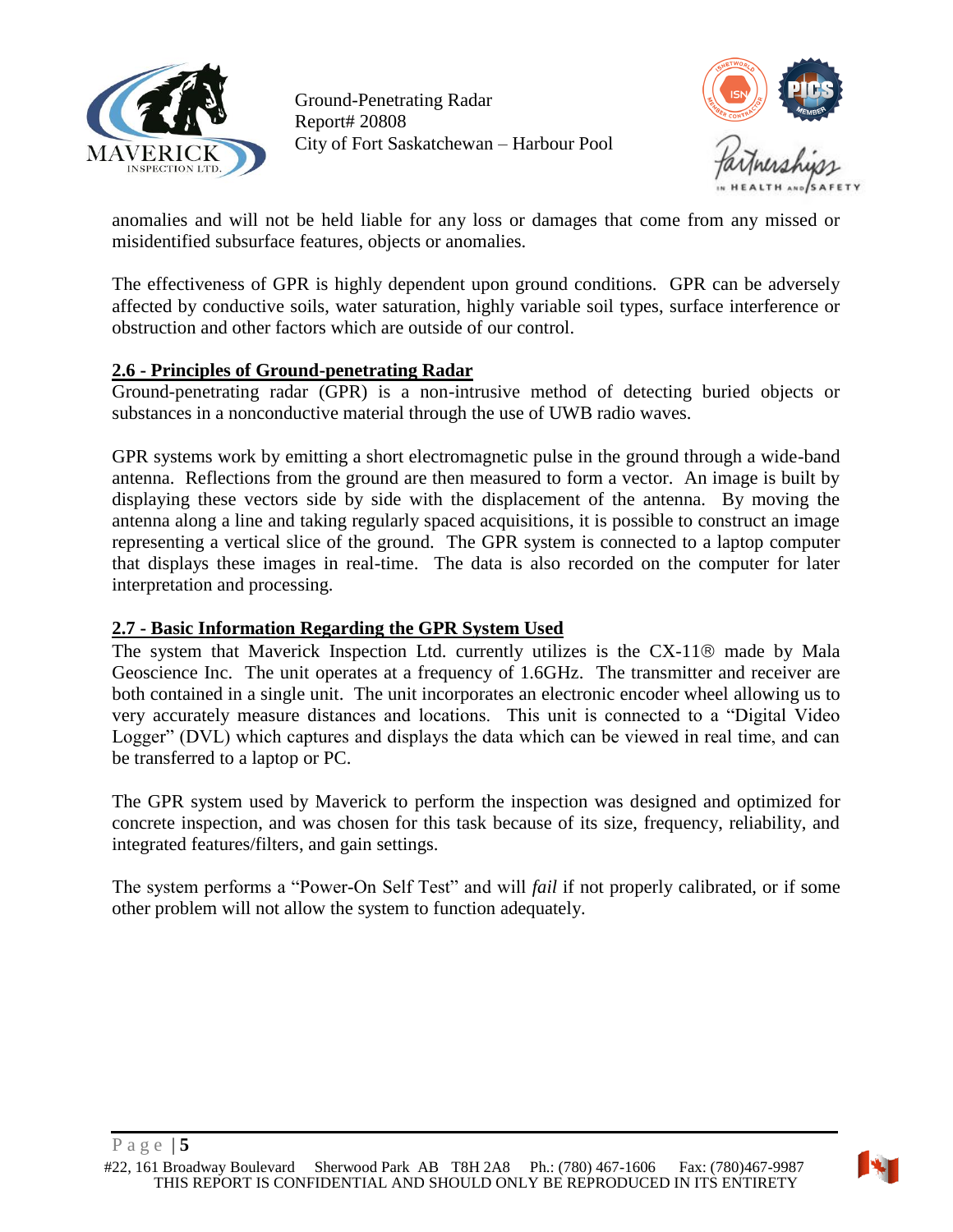anomalies and will not be held liable for any loss or damages that come from any missed or misidentified subsurface features, objects or anomalies.

The effectiveness of GPR is highly dependent upon ground conditions. GPR can be adversely affected by conductive soils, water saturation, highly variable soil types, surface interference or obstruction and other factors which are outside of our control.

## 2.6 - Principles of Ground-penetrating Radar

Ground-penetrating radar (GPR) is a non-intrusive method of detecting buried objects or substances in a nonconductive material through the use of UWB radio waves.

GPR systems work by emitting a short electromagnetic pulse in the ground through a wide-band antenna. Reflections from the ground are then measured to form a vector. An image is built by displaying these vectors side by side with the displacement of the antenna. By moving the antenna along a line and taking regularly spaced acquisitions, it is possible to construct an image representing a vertical slice of the ground. The GPR system is connected to a laptop computer that displays these images in real-time. The data is also recorded on the computer for later interpretation and processing.

## 2.7 - Basic Information Regarding the GPR System Used

The system that Maverick Inspection Ltd. currently utilizes is the CX-11® made by Mala Geoscience Inc. The unit operates at a frequency of 1.6GHz. The transmitter and receiver are both contained in a single unit. The unit incorporates an electronic encoder wheel allowing us to very accurately measure distances and locations. This unit is connected to a "Digital Video Logger" (DVL) which captures and displays the data which can be viewed in real time, and can be transferred to a laptop or PC.

The GPR system used by Maverick to perform the inspection was designed and optimized for concrete inspection, and was chosen for this task because of its size, frequency, reliability, and integrated features/filters, and gain settings.

The system performs a "Power-On Self Test" and will *fail* if not properly calibrated, or if some other problem will not allow the system to function adequately.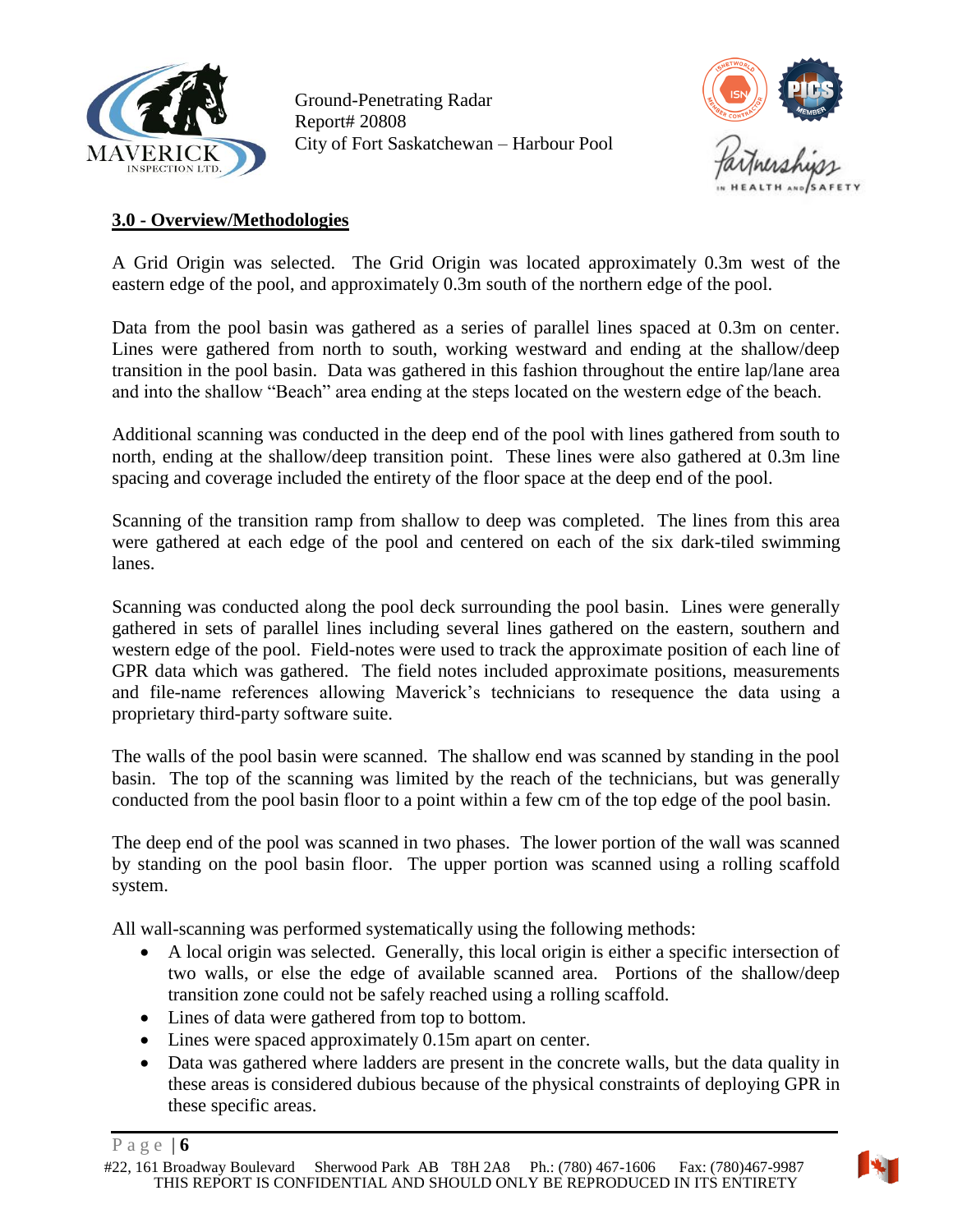## 3.0 - Overview/Methodologies

A Grid Origin was selected. The Grid Origin was located approximately 0.3m west of the eastern edge of the pool, and approximately 0.3m south of the northern edge of the pool.

Data from the pool basin was gathered as a series of parallel lines spaced at 0.3m on center. Lines were gathered from north to south, working westward and ending at the shallow/deep transition in the pool basin. Data was gathered in this fashion throughout the entire lap/lane area and into the shallow "Beach" area ending at the steps located on the western edge of the beach.

Additional scanning was conducted in the deep end of the pool with lines gathered from south to north, ending at the shallow/deep transition point. These lines were also gathered at 0.3m line spacing and coverage included the entirety of the floor space at the deep end of the pool.

Scanning of the transition ramp from shallow to deep was completed. The lines from this area were gathered at each edge of the pool and centered on each of the six dark-tiled swimming lanes.

Scanning was conducted along the pool deck surrounding the pool basin. Lines were generally gathered in sets of parallel lines including several lines gathered on the eastern, southern and western edge of the pool. Field-notes were used to track the approximate position of each line of GPR data which was gathered. The field notes included approximate positions, measurements and file-name references allowing Maverick's technicians to resequence the data using a proprietary third-party software suite.

The walls of the pool basin were scanned. The shallow end was scanned by standing in the pool basin. The top of the scanning was limited by the reach of the technicians, but was generally conducted from the pool basin floor to a point within a few cm of the top edge of the pool basin.

The deep end of the pool was scanned in two phases. The lower portion of the wall was scanned by standing on the pool basin floor. The upper portion was scanned using a rolling scaffold system.

All wall-scanning was performed systematically using the following methods:

- A local origin was selected. Generally, this local origin is either a specific intersection of two walls, or else the edge of available scanned area. Portions of the shallow/deep transition zone could not be safely reached using a rolling scaffold.
- Lines of data were gathered from top to bottom.
- Lines were spaced approximately 0.15m apart on center.
- Data was gathered where ladders are present in the concrete walls, but the data quality in these areas is considered dubious because of the physical constraints of deploying GPR in these specific areas.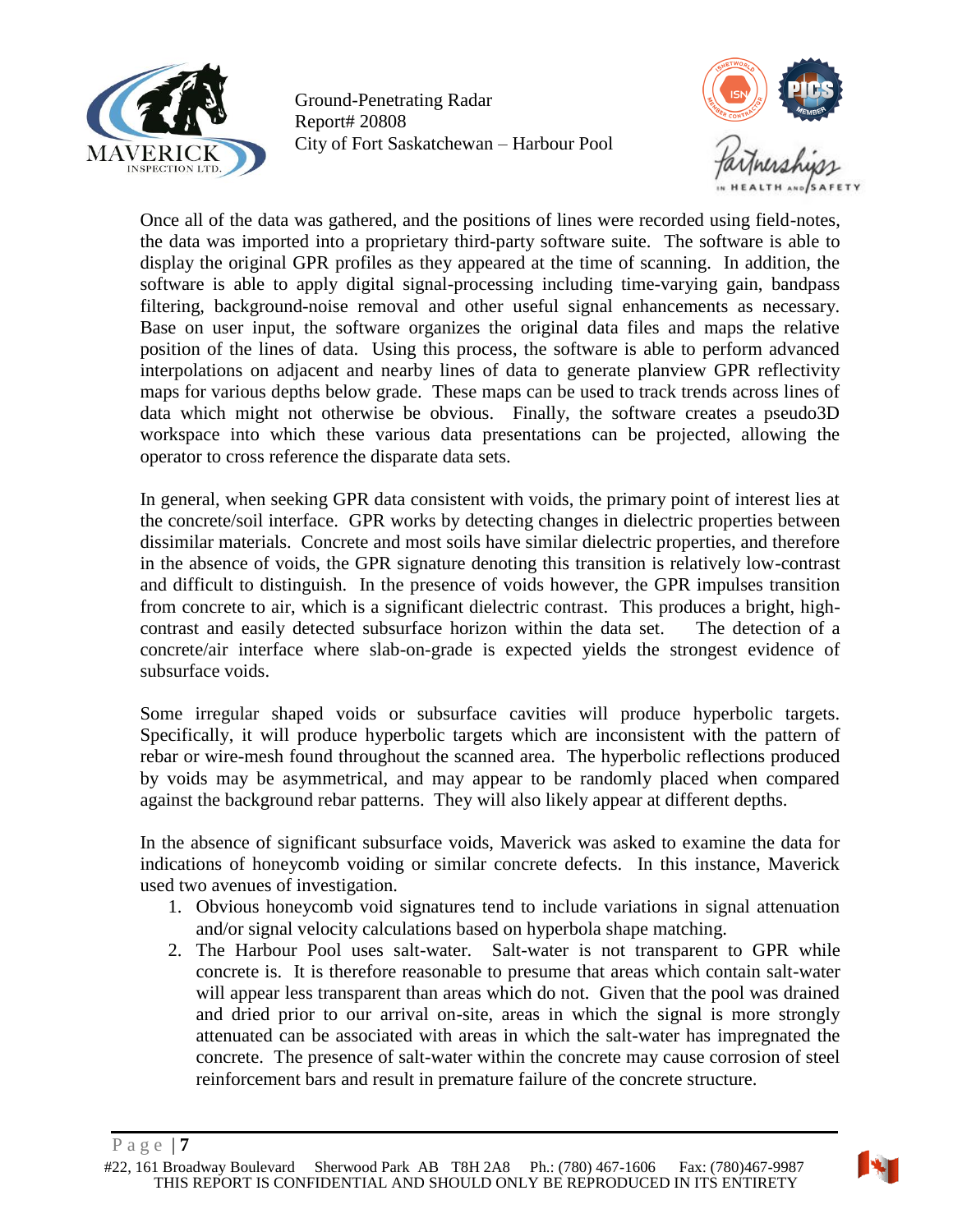Once all of the data was gathered, and the positions of lines were recorded using field-notes, the data was imported into a proprietary third-party software suite. The software is able to display the original GPR profiles as they appeared at the time of scanning. In addition, the software is able to apply digital signal-processing including time-varying gain, bandpass filtering, background-noise removal and other useful signal enhancements as necessary. Base on user input, the software organizes the original data files and maps the relative position of the lines of data. Using this process, the software is able to perform advanced interpolations on adjacent and nearby lines of data to generate planview GPR reflectivity maps for various depths below grade. These maps can be used to track trends across lines of data which might not otherwise be obvious. Finally, the software creates a pseudo3D workspace into which these various data presentations can be projected, allowing the operator to cross reference the disparate data sets.

In general, when seeking GPR data consistent with voids, the primary point of interest lies at the concrete/soil interface. GPR works by detecting changes in dielectric properties between dissimilar materials. Concrete and most soils have similar dielectric properties, and therefore in the absence of voids, the GPR signature denoting this transition is relatively low-contrast and difficult to distinguish. In the presence of voids however, the GPR impulses transition from concrete to air, which is a significant dielectric contrast. This produces a bright, high-contrast and easily detected subsurface horizon within the data set. The detection of a concrete/air interface where slab-on-grade is expected yields the strongest evidence of subsurface voids.

Some irregular shaped voids or subsurface cavities will produce hyperbolic targets. Specifically, it will produce hyperbolic targets which are inconsistent with the pattern of rebar or wire-mesh found throughout the scanned area. The hyperbolic reflections produced by voids may be asymmetrical, and may appear to be randomly placed when compared against the background rebar patterns. They will also likely appear at different depths.

In the absence of significant subsurface voids, Maverick was asked to examine the data for indications of honeycomb voiding or similar concrete defects. In this instance, Maverick used two avenues of investigation.

1. Obvious honeycomb void signatures tend to include variations in signal attenuation and/or signal velocity calculations based on hyperbola shape matching.
2. The Harbour Pool uses salt-water. Salt-water is not transparent to GPR while concrete is. It is therefore reasonable to presume that areas which contain salt-water will appear less transparent than areas which do not. Given that the pool was drained and dried prior to our arrival on-site, areas in which the signal is more strongly attenuated can be associated with areas in which the salt-water has impregnated the concrete. The presence of salt-water within the concrete may cause corrosion of steel reinforcement bars and result in premature failure of the concrete structure.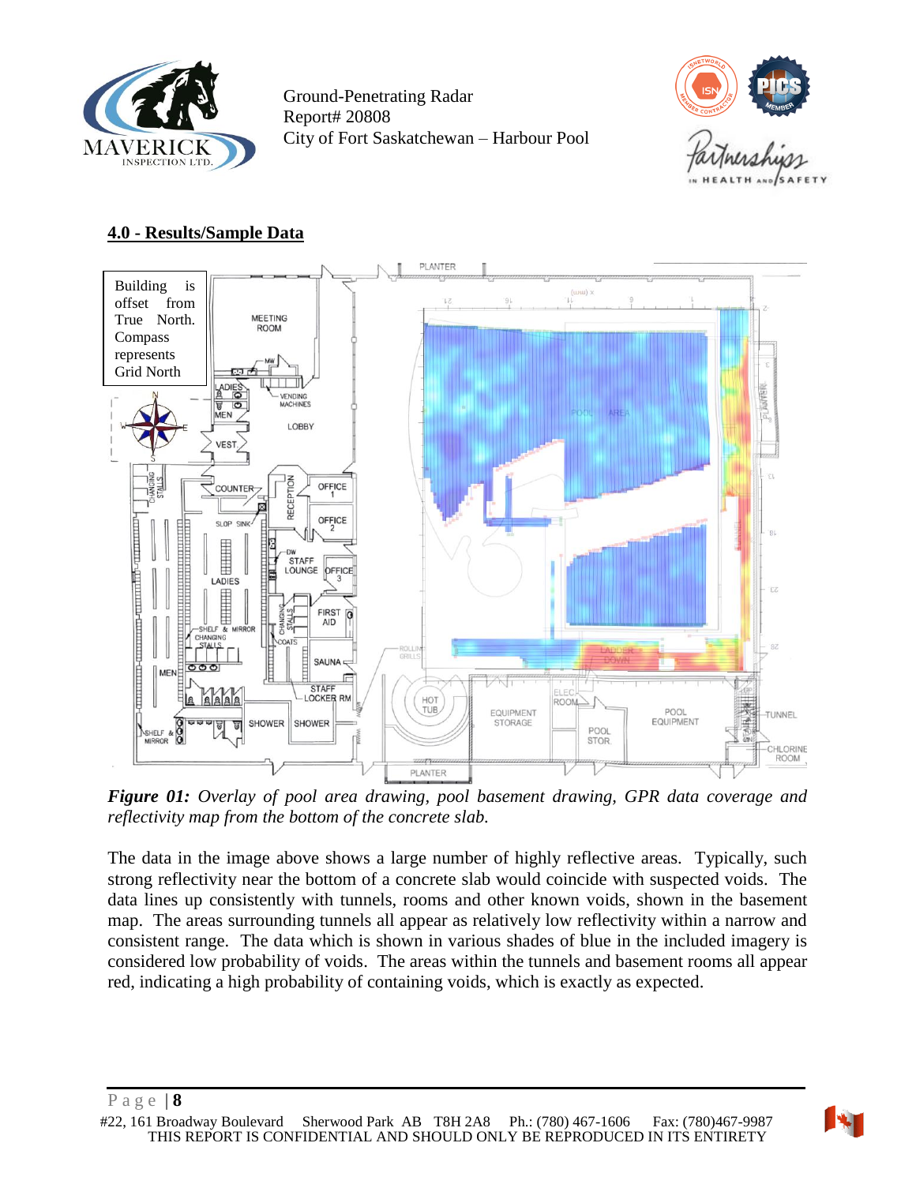## 4.0 - Results/Sample Data

*Figure 01: Overlay of pool area drawing, pool basement drawing, GPR data coverage and reflectivity map from the bottom of the concrete slab.*

The data in the image above shows a large number of highly reflective areas. Typically, such strong reflectivity near the bottom of a concrete slab would coincide with suspected voids. The data lines up consistently with tunnels, rooms and other known voids, shown in the basement map. The areas surrounding tunnels all appear as relatively low reflectivity within a narrow and consistent range. The data which is shown in various shades of blue in the included imagery is considered low probability of voids. The areas within the tunnels and basement rooms all appear red, indicating a high probability of containing voids, which is exactly as expected.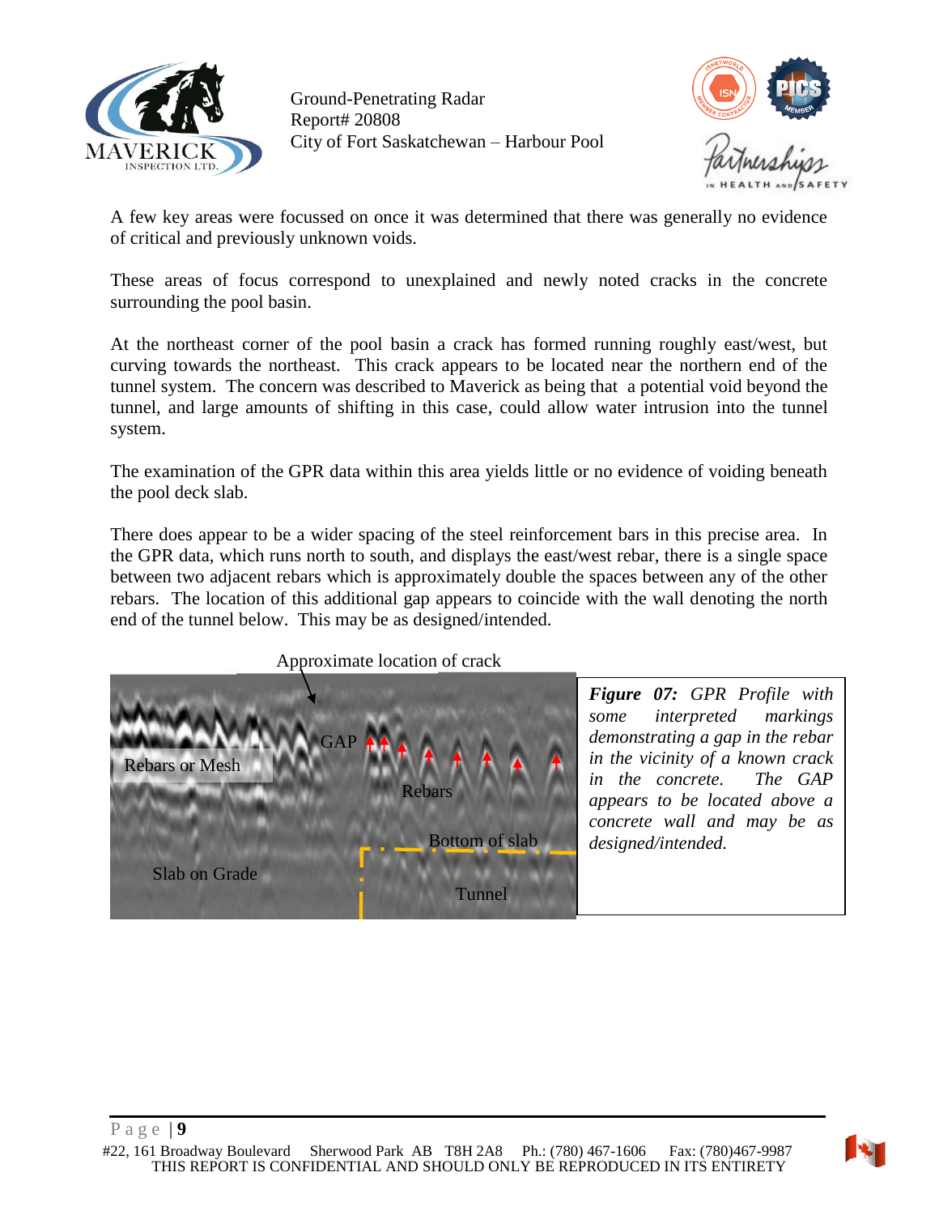A few key areas were focussed on once it was determined that there was generally no evidence of critical and previously unknown voids.

These areas of focus correspond to unexplained and newly noted cracks in the concrete surrounding the pool basin.

At the northeast corner of the pool basin a crack has formed running roughly east/west, but curving towards the northeast. This crack appears to be located near the northern end of the tunnel system. The concern was described to Maverick as being that a potential void beyond the tunnel, and large amounts of shifting in this case, could allow water intrusion into the tunnel system.

The examination of the GPR data within this area yields little or no evidence of voiding beneath the pool deck slab.

There does appear to be a wider spacing of the steel reinforcement bars in this precise area. In the GPR data, which runs north to south, and displays the east/west rebar, there is a single space between two adjacent rebars which is approximately double the spaces between any of the other rebars. The location of this additional gap appears to coincide with the wall denoting the north end of the tunnel below. This may be as designed/intended.

***Figure 07:*** *GPR Profile with some interpreted markings demonstrating a gap in the rebar in the vicinity of a known crack in the concrete. The GAP appears to be located above a concrete wall and may be as designed/intended.*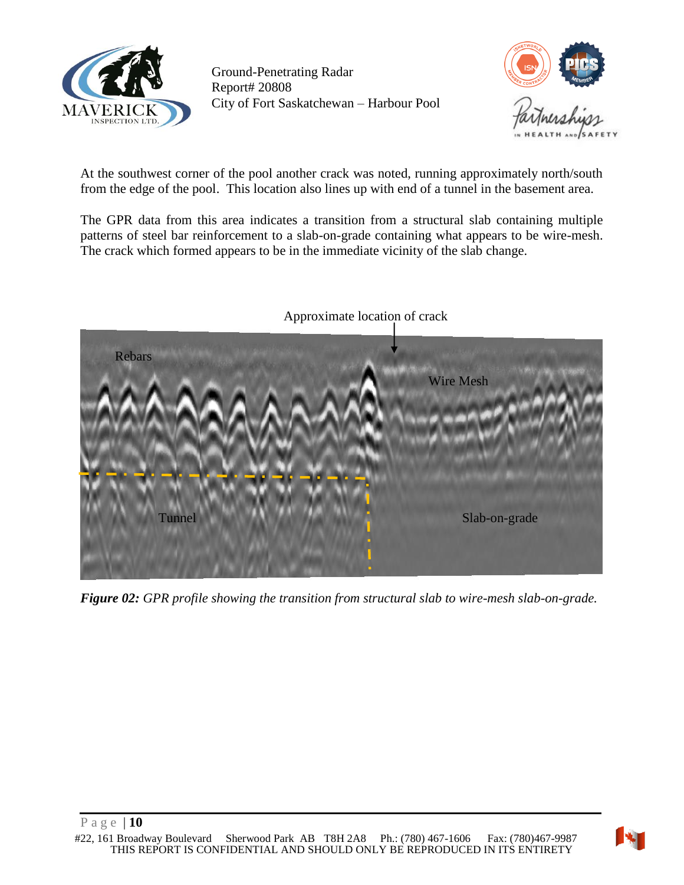At the southwest corner of the pool another crack was noted, running approximately north/south from the edge of the pool. This location also lines up with end of a tunnel in the basement area.

The GPR data from this area indicates a transition from a structural slab containing multiple patterns of steel bar reinforcement to a slab-on-grade containing what appears to be wire-mesh. The crack which formed appears to be in the immediate vicinity of the slab change.

***Figure 02:*** *GPR profile showing the transition from structural slab to wire-mesh slab-on-grade.*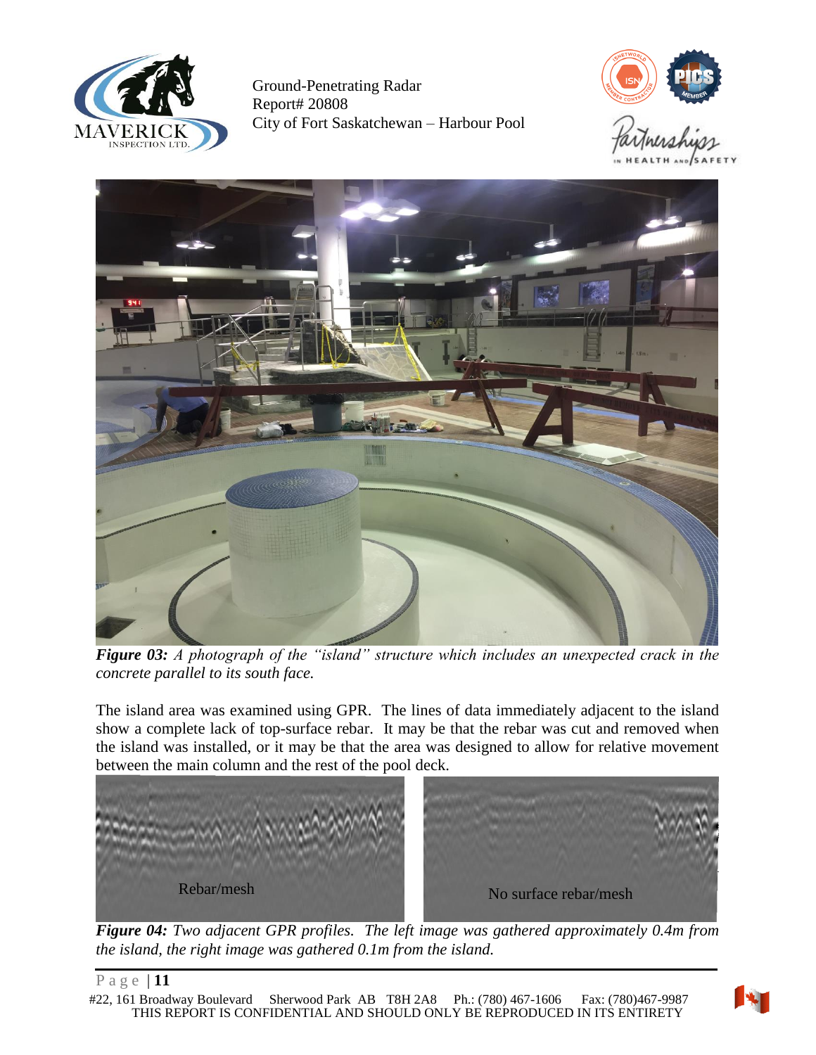*Figure 03:* *A photograph of the "island" structure which includes an unexpected crack in the concrete parallel to its south face.*

The island area was examined using GPR. The lines of data immediately adjacent to the island show a complete lack of top-surface rebar. It may be that the rebar was cut and removed when the island was installed, or it may be that the area was designed to allow for relative movement between the main column and the rest of the pool deck.

Rebar/mesh

No surface rebar/mesh

*Figure 04:* *Two adjacent GPR profiles. The left image was gathered approximately 0.4m from the island, the right image was gathered 0.1m from the island.*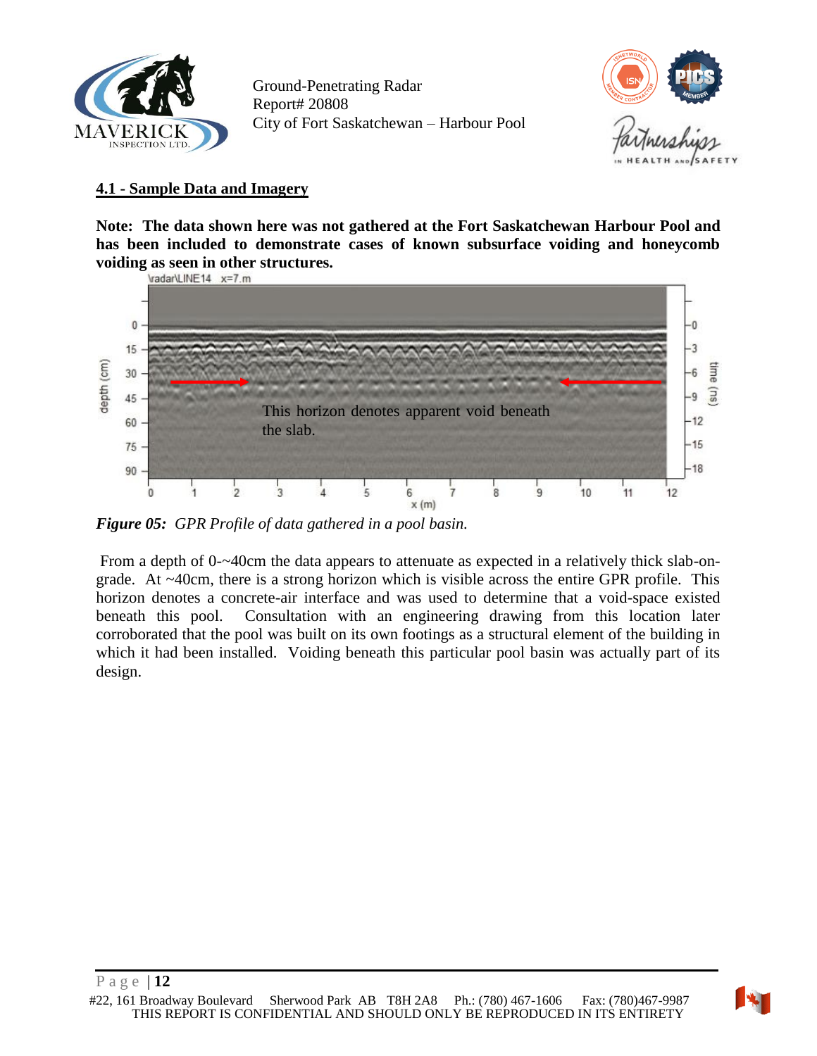## 4.1 - Sample Data and Imagery

**Note: The data shown here was not gathered at the Fort Saskatchewan Harbour Pool and has been included to demonstrate cases of known subsurface voiding and honeycomb voiding as seen in other structures.**

***Figure 05:*** *GPR Profile of data gathered in a pool basin.*

From a depth of 0-~40cm the data appears to attenuate as expected in a relatively thick slab-on-grade. At ~40cm, there is a strong horizon which is visible across the entire GPR profile. This horizon denotes a concrete-air interface and was used to determine that a void-space existed beneath this pool. Consultation with an engineering drawing from this location later corroborated that the pool was built on its own footings as a structural element of the building in which it had been installed. Voiding beneath this particular pool basin was actually part of its design.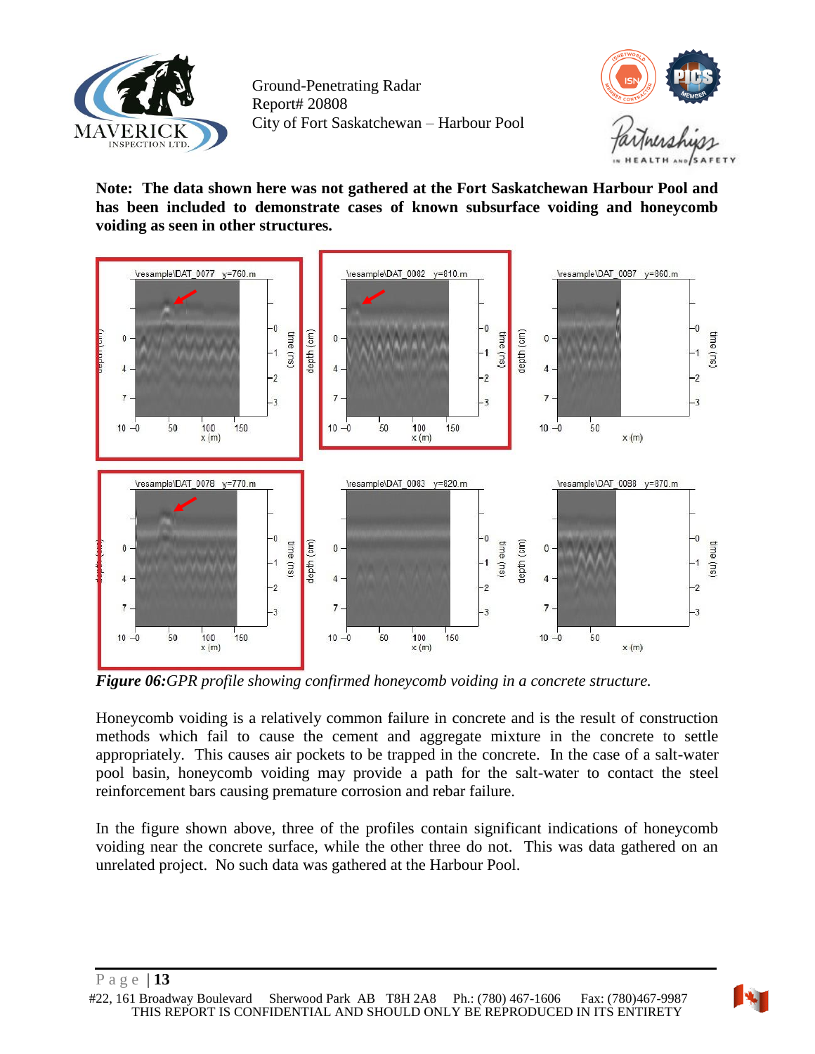**Note: The data shown here was not gathered at the Fort Saskatchewan Harbour Pool and has been included to demonstrate cases of known subsurface voiding and honeycomb voiding as seen in other structures.**

***Figure 06:*** *GPR profile showing confirmed honeycomb voiding in a concrete structure.*

Honeycomb voiding is a relatively common failure in concrete and is the result of construction methods which fail to cause the cement and aggregate mixture in the concrete to settle appropriately. This causes air pockets to be trapped in the concrete. In the case of a salt-water pool basin, honeycomb voiding may provide a path for the salt-water to contact the steel reinforcement bars causing premature corrosion and rebar failure.

In the figure shown above, three of the profiles contain significant indications of honeycomb voiding near the concrete surface, while the other three do not. This was data gathered on an unrelated project. No such data was gathered at the Harbour Pool.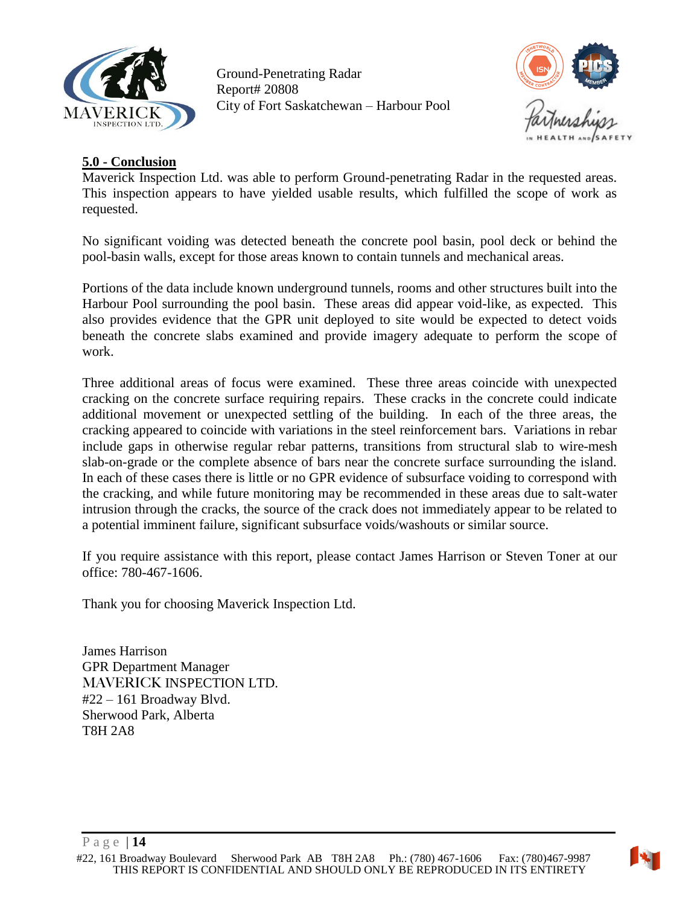## 5.0 - Conclusion

Maverick Inspection Ltd. was able to perform Ground-penetrating Radar in the requested areas. This inspection appears to have yielded usable results, which fulfilled the scope of work as requested.

No significant voiding was detected beneath the concrete pool basin, pool deck or behind the pool-basin walls, except for those areas known to contain tunnels and mechanical areas.

Portions of the data include known underground tunnels, rooms and other structures built into the Harbour Pool surrounding the pool basin. These areas did appear void-like, as expected. This also provides evidence that the GPR unit deployed to site would be expected to detect voids beneath the concrete slabs examined and provide imagery adequate to perform the scope of work.

Three additional areas of focus were examined. These three areas coincide with unexpected cracking on the concrete surface requiring repairs. These cracks in the concrete could indicate additional movement or unexpected settling of the building. In each of the three areas, the cracking appeared to coincide with variations in the steel reinforcement bars. Variations in rebar include gaps in otherwise regular rebar patterns, transitions from structural slab to wire-mesh slab-on-grade or the complete absence of bars near the concrete surface surrounding the island. In each of these cases there is little or no GPR evidence of subsurface voiding to correspond with the cracking, and while future monitoring may be recommended in these areas due to salt-water intrusion through the cracks, the source of the crack does not immediately appear to be related to a potential imminent failure, significant subsurface voids/washouts or similar source.

If you require assistance with this report, please contact James Harrison or Steven Toner at our office: 780-467-1606.

Thank you for choosing Maverick Inspection Ltd.

James Harrison
GPR Department Manager
MAVERICK INSPECTION LTD.
#22 – 161 Broadway Blvd.
Sherwood Park, Alberta
T8H 2A8